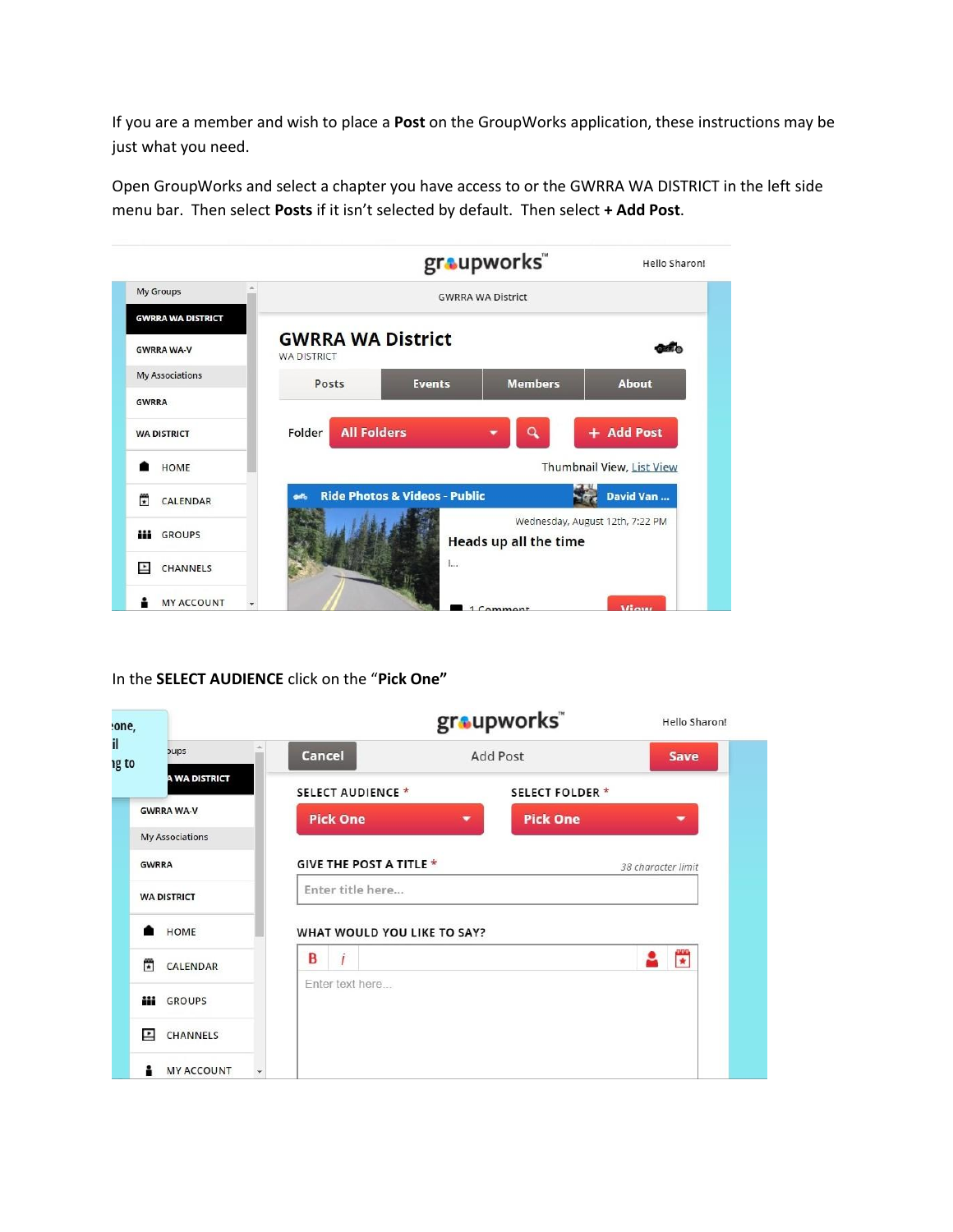If you are a member and wish to place a **Post** on the GroupWorks application, these instructions may be just what you need.

Open GroupWorks and select a chapter you have access to or the GWRRA WA DISTRICT in the left side menu bar. Then select **Posts** if it isn't selected by default. Then select **+ Add Post**.

In the **SELECT AUDIENCE** click on the "**Pick One**"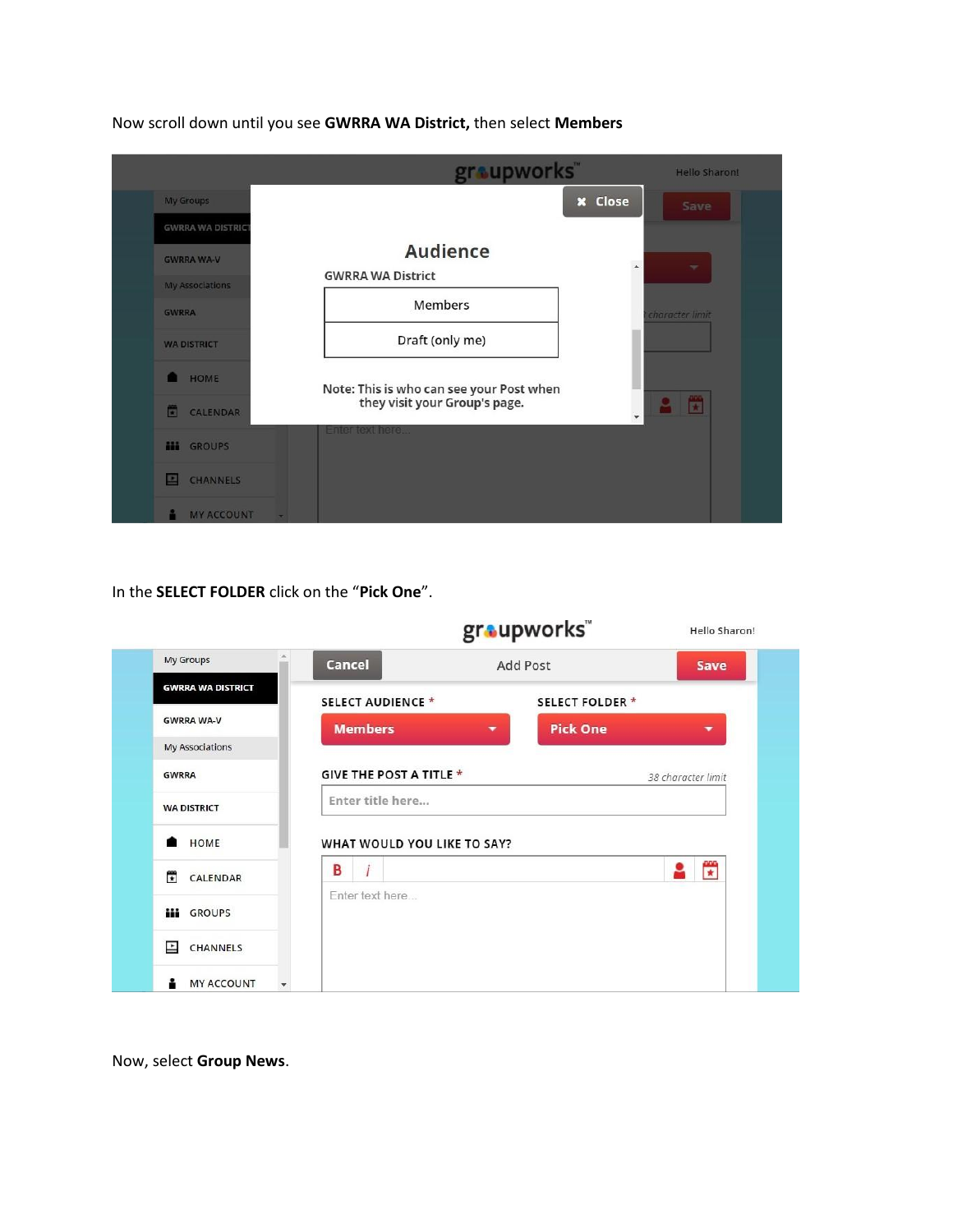Now scroll down until you see **GWRRA WA District,** then select **Members**

In the **SELECT FOLDER** click on the "**Pick One**".

Now, select **Group News**.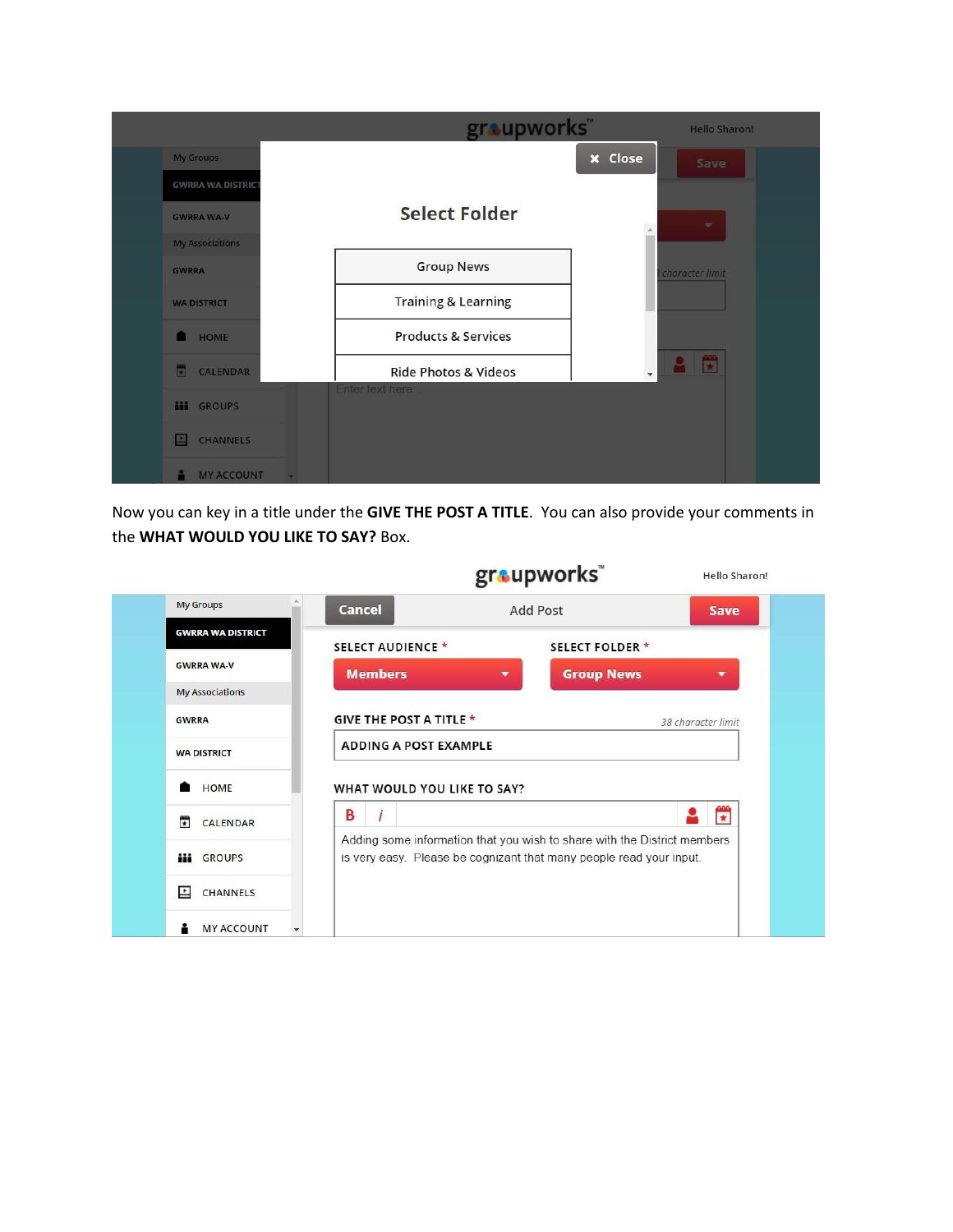Now you can key in a title under the **GIVE THE POST A TITLE**. You can also provide your comments in the **WHAT WOULD YOU LIKE TO SAY?** Box.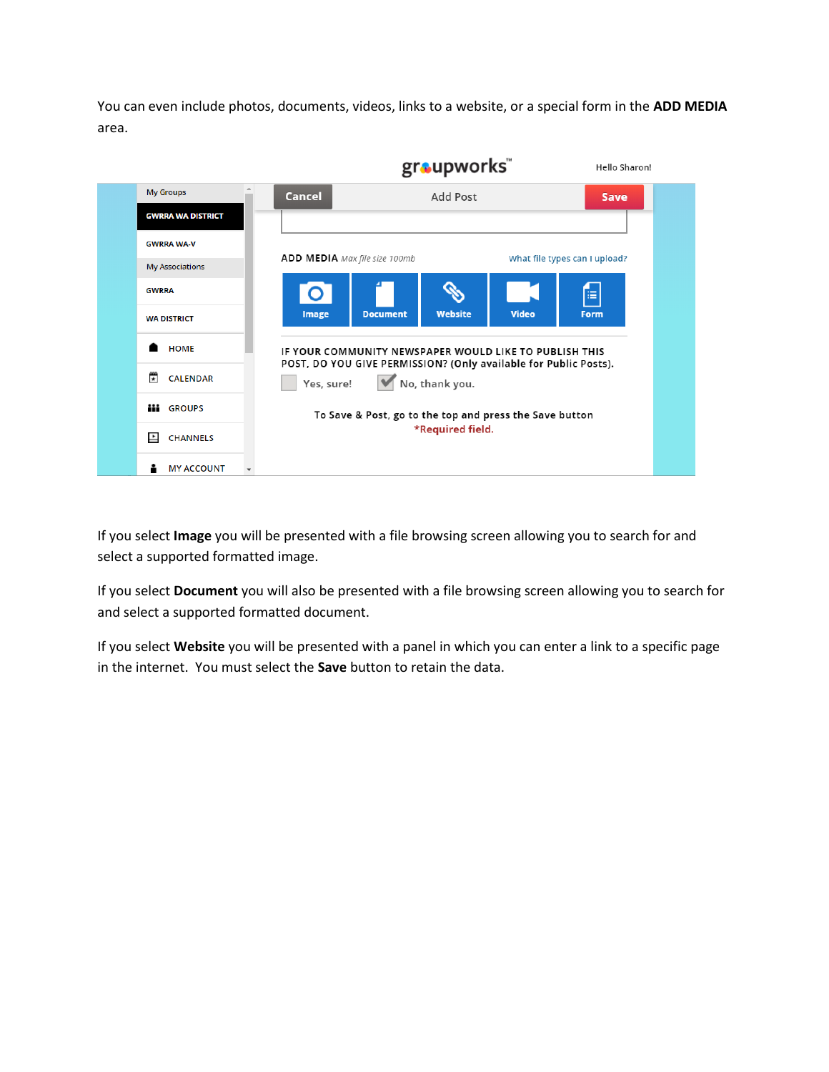You can even include photos, documents, videos, links to a website, or a special form in the **ADD MEDIA** area.

If you select **Image** you will be presented with a file browsing screen allowing you to search for and select a supported formatted image.

If you select **Document** you will also be presented with a file browsing screen allowing you to search for and select a supported formatted document.

If you select **Website** you will be presented with a panel in which you can enter a link to a specific page in the internet. You must select the **Save** button to retain the data.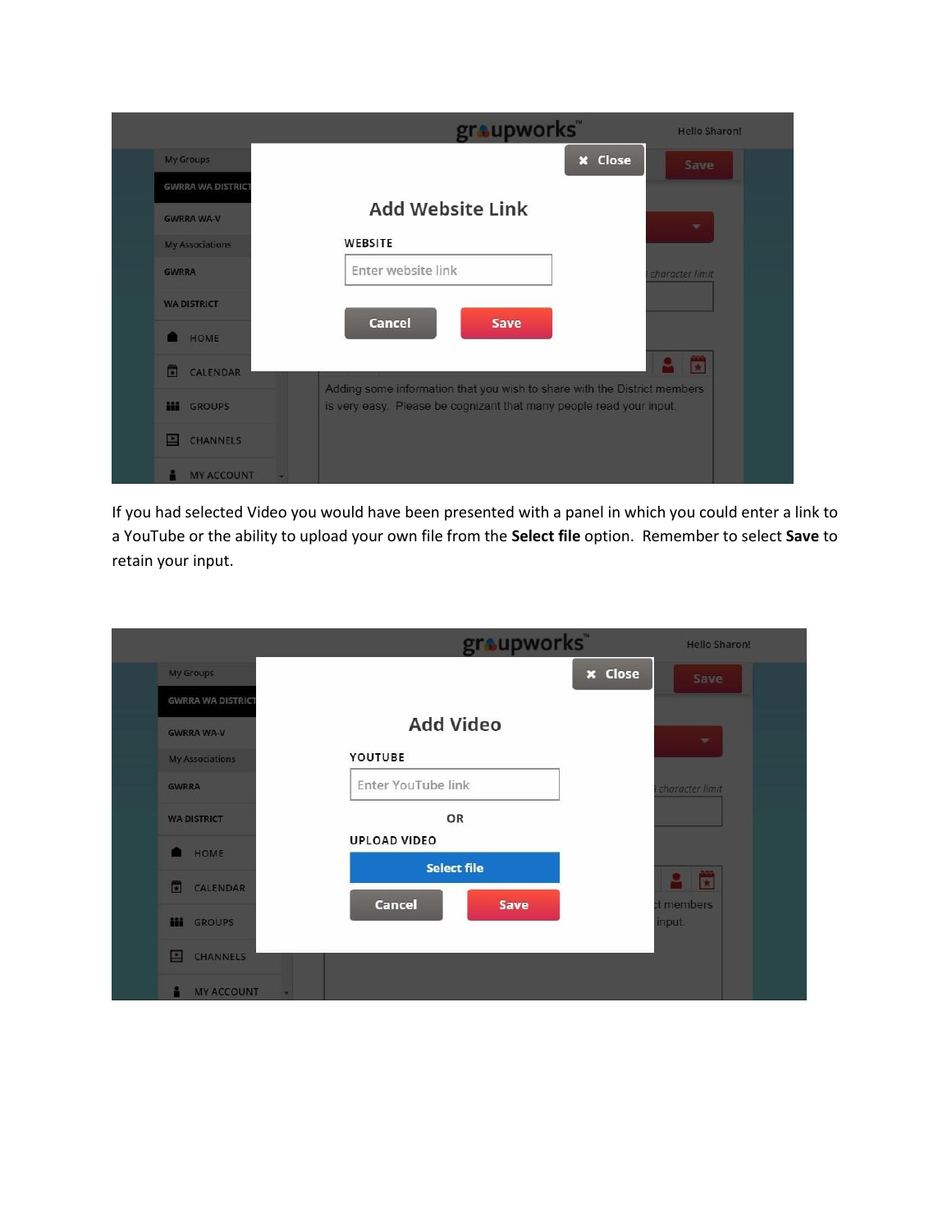If you had selected Video you would have been presented with a panel in which you could enter a link to a YouTube or the ability to upload your own file from the **Select file** option. Remember to select **Save** to retain your input.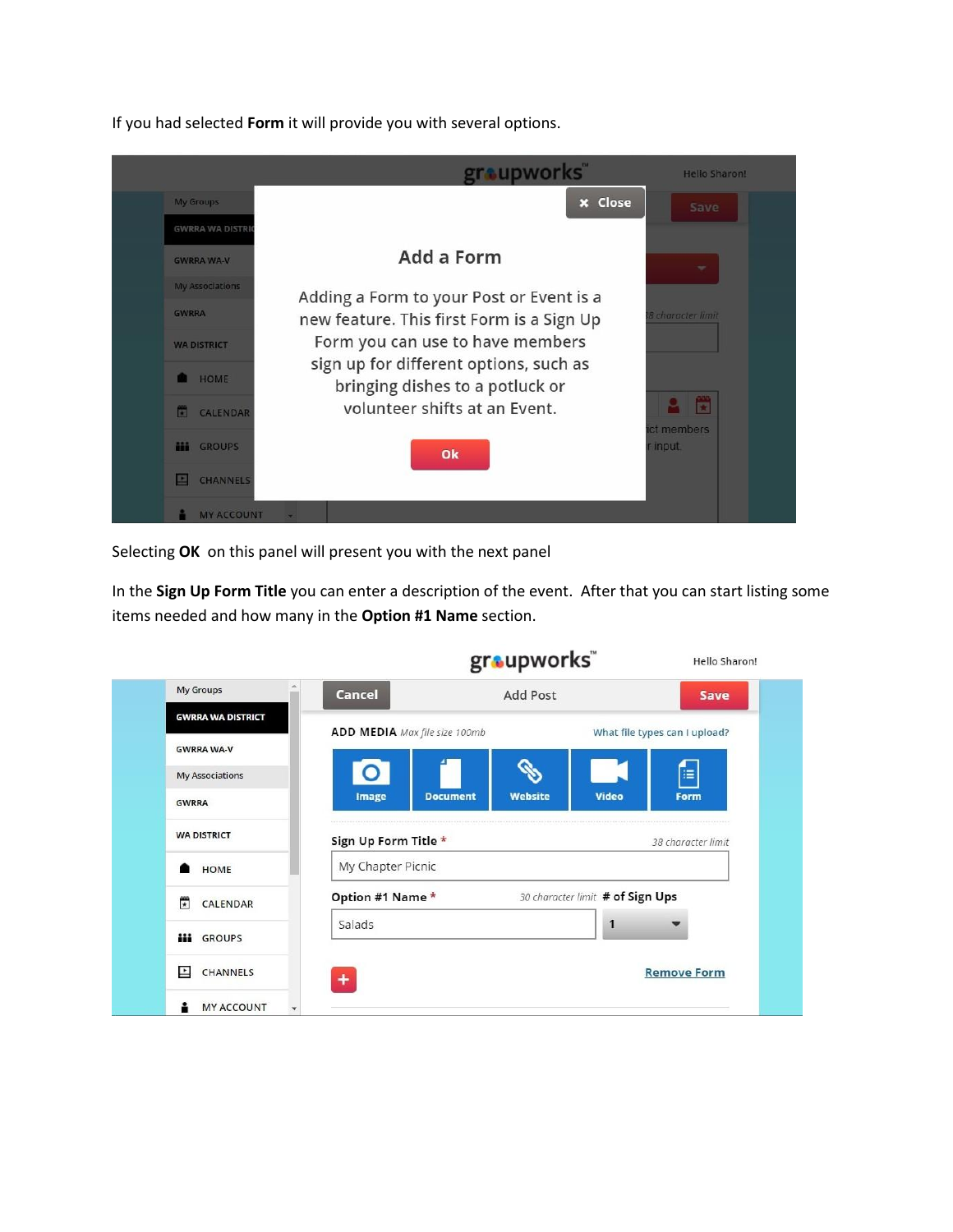If you had selected **Form** it will provide you with several options.

Selecting **OK** on this panel will present you with the next panel

In the **Sign Up Form Title** you can enter a description of the event. After that you can start listing some items needed and how many in the **Option #1 Name** section.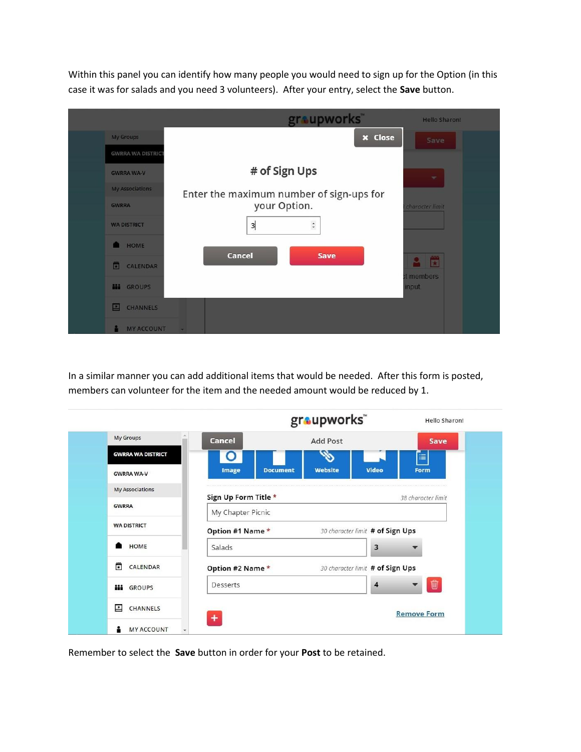Within this panel you can identify how many people you would need to sign up for the Option (in this case it was for salads and you need 3 volunteers). After your entry, select the **Save** button.

In a similar manner you can add additional items that would be needed. After this form is posted, members can volunteer for the item and the needed amount would be reduced by 1.

Remember to select the **Save** button in order for your **Post** to be retained.